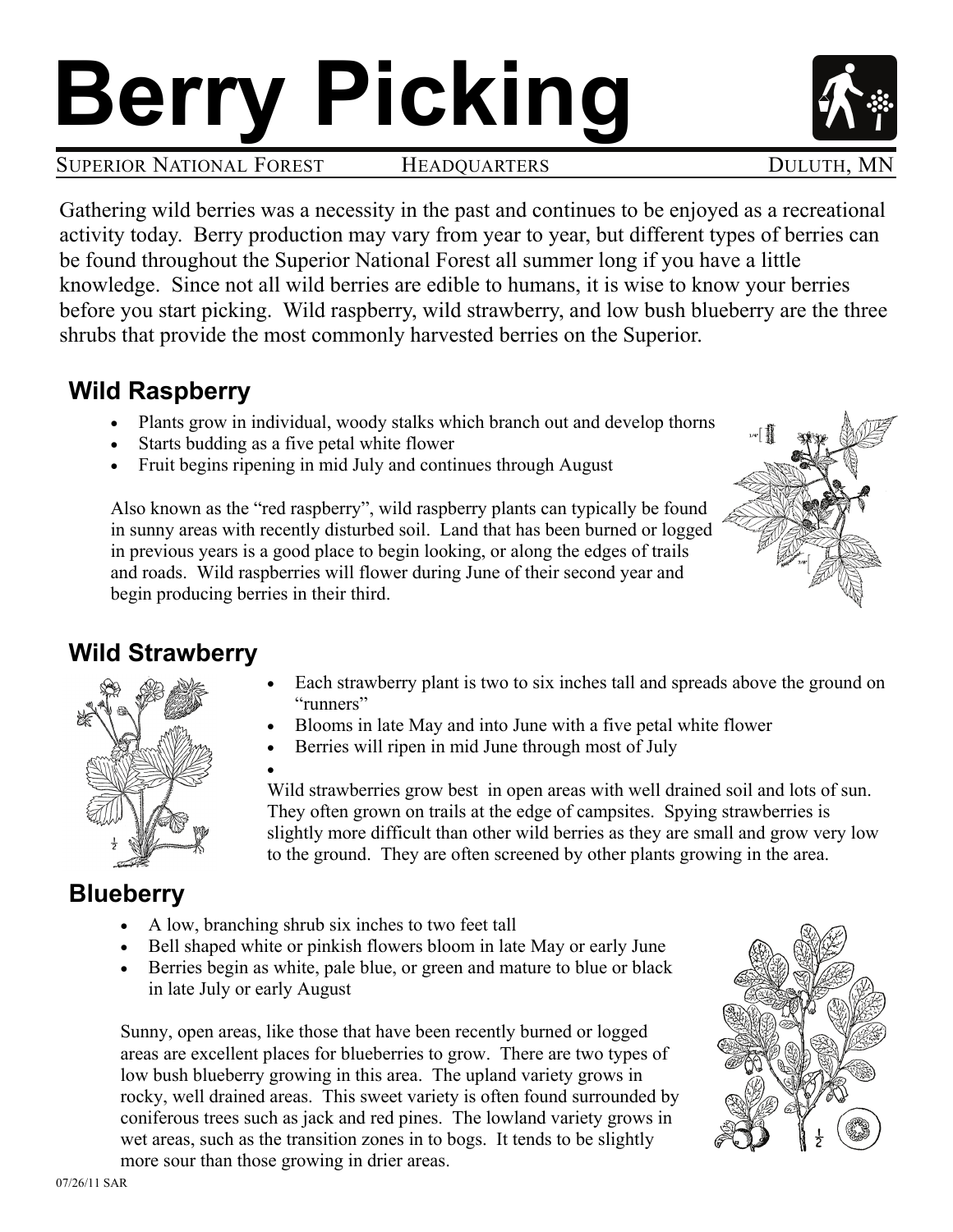# Berry Picking

SUPERIOR NATIONAL FOREST HEADQUARTERS DULUTH, MN

Gathering wild berries was a necessity in the past and continues to be enjoyed as a recreational activity today. Berry production may vary from year to year, but different types of berries can be found throughout the Superior National Forest all summer long if you have a little knowledge. Since not all wild berries are edible to humans, it is wise to know your berries before you start picking. Wild raspberry, wild strawberry, and low bush blueberry are the three shrubs that provide the most commonly harvested berries on the Superior.

## Wild Raspberry

- Plants grow in individual, woody stalks which branch out and develop thorns
- Starts budding as a five petal white flower
- Fruit begins ripening in mid July and continues through August

Also known as the "red raspberry", wild raspberry plants can typically be found in sunny areas with recently disturbed soil. Land that has been burned or logged in previous years is a good place to begin looking, or along the edges of trails and roads. Wild raspberries will flower during June of their second year and begin producing berries in their third.

## Wild Strawberry

- Each strawberry plant is two to six inches tall and spreads above the ground on "runners"
- Blooms in late May and into June with a five petal white flower
- Berries will ripen in mid June through most of July

Wild strawberries grow best in open areas with well drained soil and lots of sun. They often grown on trails at the edge of campsites. Spying strawberries is slightly more difficult than other wild berries as they are small and grow very low to the ground. They are often screened by other plants growing in the area.

## Blueberry

- A low, branching shrub six inches to two feet tall
- Bell shaped white or pinkish flowers bloom in late May or early June
- Berries begin as white, pale blue, or green and mature to blue or black in late July or early August

Sunny, open areas, like those that have been recently burned or logged areas are excellent places for blueberries to grow. There are two types of low bush blueberry growing in this area. The upland variety grows in rocky, well drained areas. This sweet variety is often found surrounded by coniferous trees such as jack and red pines. The lowland variety grows in wet areas, such as the transition zones in to bogs. It tends to be slightly more sour than those growing in drier areas.

07/26/11 SAR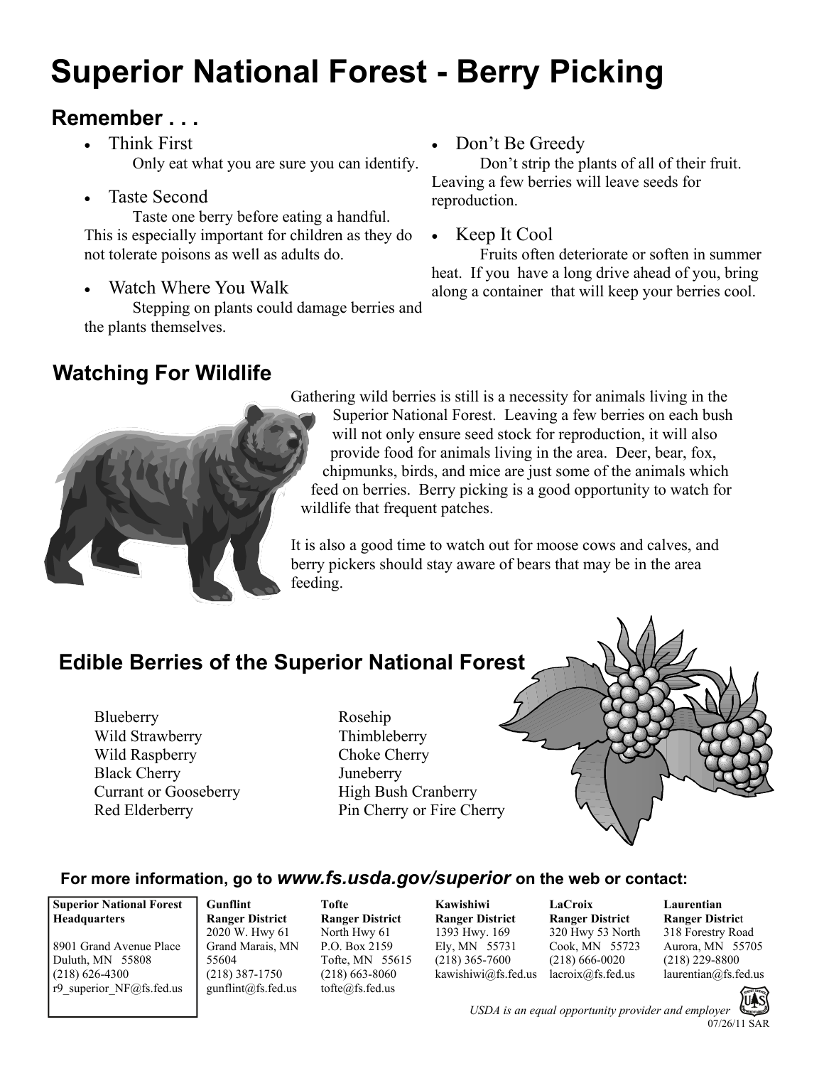# Superior National Forest - Berry Picking

## Remember . . .

- Think First
  Only eat what you are sure you can identify.
- Taste Second
  Taste one berry before eating a handful. This is especially important for children as they do not tolerate poisons as well as adults do.
- Watch Where You Walk
  Stepping on plants could damage berries and the plants themselves.
- Don't Be Greedy
  Don't strip the plants of all of their fruit. Leaving a few berries will leave seeds for reproduction.
- Keep It Cool
  Fruits often deteriorate or soften in summer heat. If you have a long drive ahead of you, bring along a container that will keep your berries cool.

## Watching For Wildlife

Gathering wild berries is still is a necessity for animals living in the Superior National Forest. Leaving a few berries on each bush will not only ensure seed stock for reproduction, it will also provide food for animals living in the area. Deer, bear, fox, chipmunks, birds, and mice are just some of the animals which feed on berries. Berry picking is a good opportunity to watch for wildlife that frequent patches.

It is also a good time to watch out for moose cows and calves, and berry pickers should stay aware of bears that may be in the area feeding.

## Edible Berries of the Superior National Forest

- Blueberry
- Wild Strawberry
- Wild Raspberry
- Black Cherry
- Currant or Gooseberry
- Red Elderberry
- Rosehip
- Thimbleberry
- Choke Cherry
- Juneberry
- High Bush Cranberry
- Pin Cherry or Fire Cherry

### For more information, go to *www.fs.usda.gov/superior* on the web or contact:

**Superior National Forest Headquarters**
8901 Grand Avenue Place
Duluth, MN 55808
(218) 626-4300
r9_superior_NF@fs.fed.us

**Gunflint Ranger District**
2020 W. Hwy 61
Grand Marais, MN 55604
(218) 387-1750
gunflint@fs.fed.us

**Tofte Ranger District**
North Hwy 61
P.O. Box 2159
Tofte, MN 55615
(218) 663-8060
tofte@fs.fed.us

**Kawishiwi Ranger District**
1393 Hwy. 169
Ely, MN 55731
(218) 365-7600
kawishiwi@fs.fed.us

**LaCroix Ranger District**
320 Hwy 53 North
Cook, MN 55723
(218) 666-0020
lacroix@fs.fed.us

**Laurentian Ranger District**
318 Forestry Road
Aurora, MN 55705
(218) 229-8800
laurentian@fs.fed.us

*USDA is an equal opportunity provider and employer*

07/26/11 SAR